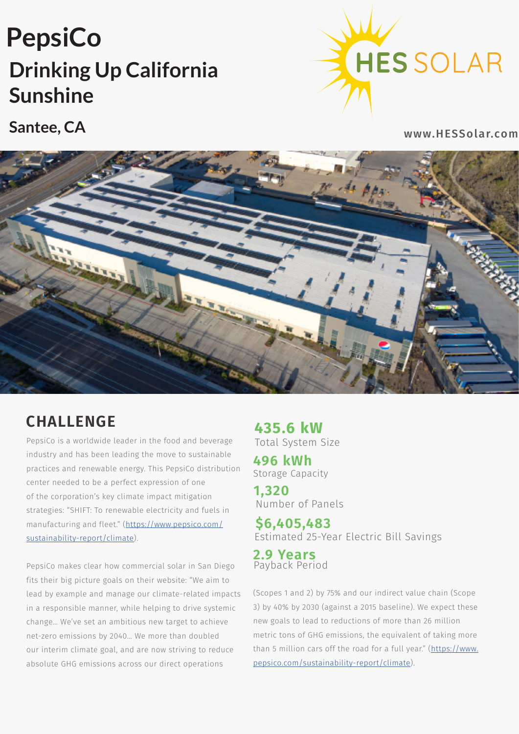# PepsiCo

## Drinking Up California Sunshine

### Santee, CA

HES SOLAR

www.HESSolar.com

## CHALLENGE

PepsiCo is a worldwide leader in the food and beverage industry and has been leading the move to sustainable practices and renewable energy. This PepsiCo distribution center needed to be a perfect expression of one of the corporation's key climate impact mitigation strategies: "SHIFT: To renewable electricity and fuels in manufacturing and fleet." (https://www.pepsico.com/sustainability-report/climate).

PepsiCo makes clear how commercial solar in San Diego fits their big picture goals on their website: "We aim to lead by example and manage our climate-related impacts in a responsible manner, while helping to drive systemic change... We've set an ambitious new target to achieve net-zero emissions by 2040... We more than doubled our interim climate goal, and are now striving to reduce absolute GHG emissions across our direct operations (Scopes 1 and 2) by 75% and our indirect value chain (Scope 3) by 40% by 2030 (against a 2015 baseline). We expect these new goals to lead to reductions of more than 26 million metric tons of GHG emissions, the equivalent of taking more than 5 million cars off the road for a full year." (https://www.pepsico.com/sustainability-report/climate).

**435.6 kW**
Total System Size

**496 kWh**
Storage Capacity

**1,320**
Number of Panels

**$6,405,483**
Estimated 25-Year Electric Bill Savings

**2.9 Years**
Payback Period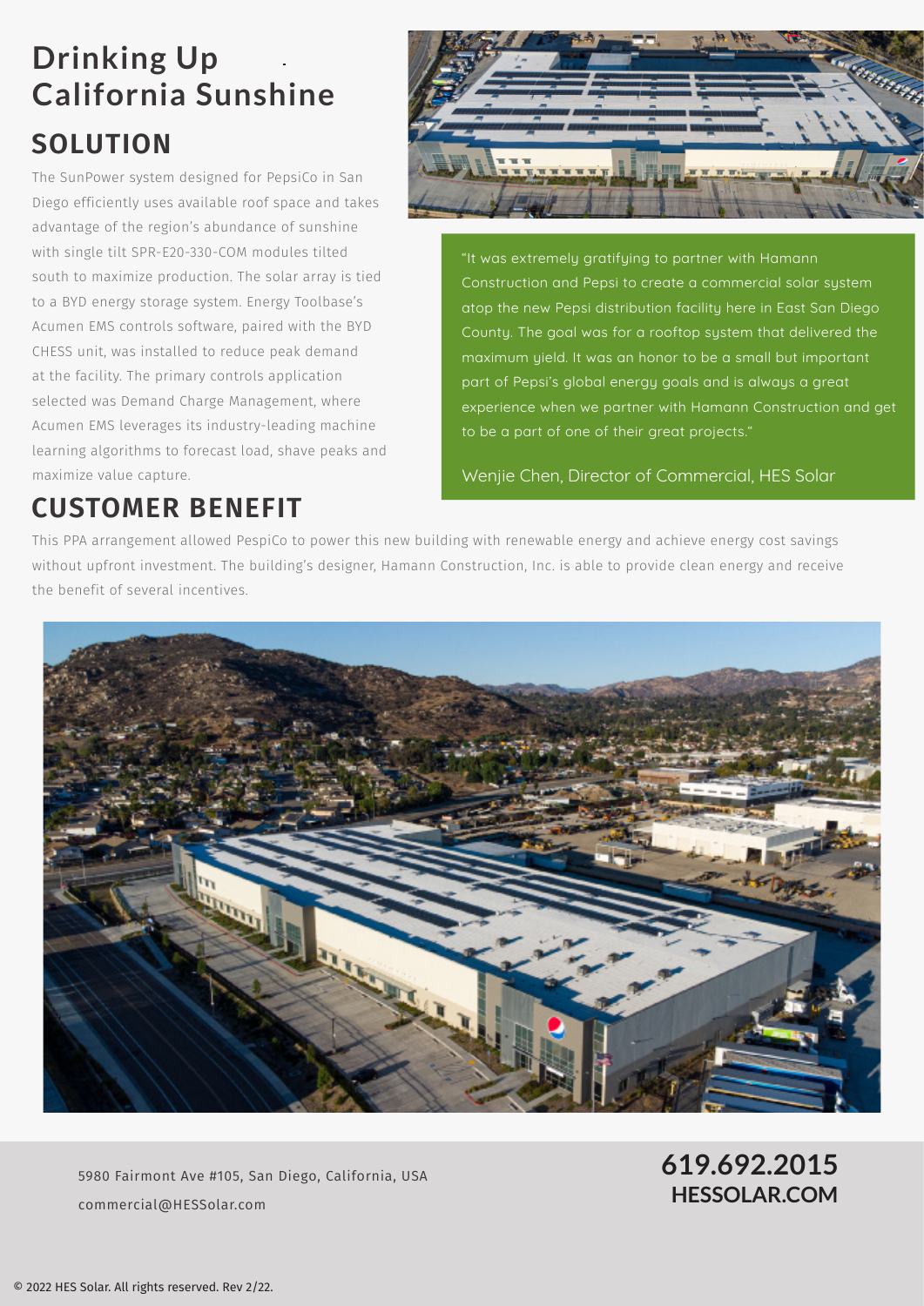# Drinking Up California Sunshine

## SOLUTION

The SunPower system designed for PepsiCo in San Diego efficiently uses available roof space and takes advantage of the region's abundance of sunshine with single tilt SPR-E20-330-COM modules tilted south to maximize production. The solar array is tied to a BYD energy storage system. Energy Toolbase's Acumen EMS controls software, paired with the BYD CHESS unit, was installed to reduce peak demand at the facility. The primary controls application selected was Demand Charge Management, where Acumen EMS leverages its industry-leading machine learning algorithms to forecast load, shave peaks and maximize value capture.

"It was extremely gratifying to partner with Hamann Construction and Pepsi to create a commercial solar system atop the new Pepsi distribution facility here in East San Diego County. The goal was for a rooftop system that delivered the maximum yield. It was an honor to be a small but important part of Pepsi's global energy goals and is always a great experience when we partner with Hamann Construction and get to be a part of one of their great projects."

Wenjie Chen, Director of Commercial, HES Solar

## CUSTOMER BENEFIT

This PPA arrangement allowed PespiCo to power this new building with renewable energy and achieve energy cost savings without upfront investment. The building's designer, Hamann Construction, Inc. is able to provide clean energy and receive the benefit of several incentives.

5980 Fairmont Ave #105, San Diego, California, USA

commercial@HESSolar.com

**619.692.2015**

**HESSOLAR.COM**

© 2022 HES Solar. All rights reserved. Rev 2/22.